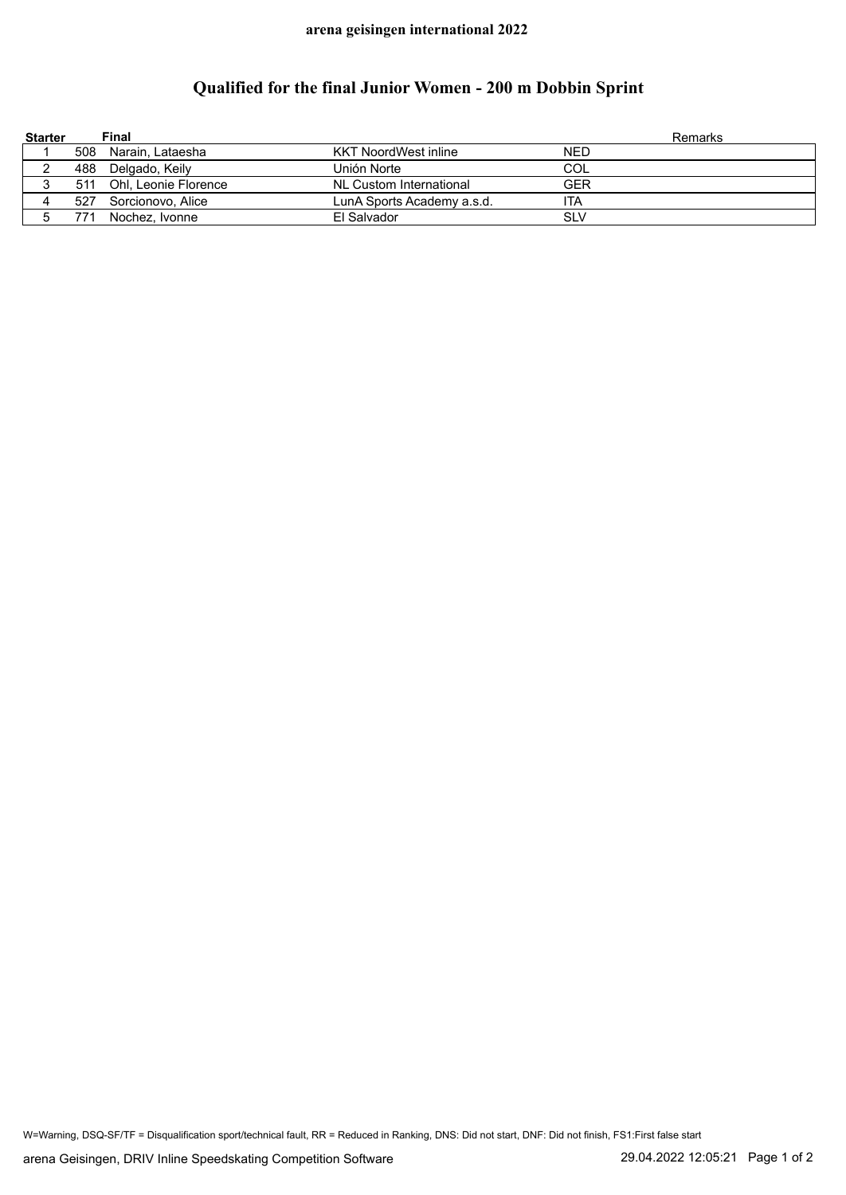**arena geisingen international 2022**

# Qualified for the final Junior Women - 200 m Dobbin Sprint

| Starter | Final | | | | Remarks |
|---|---|---|---|---|---|
| 1 | 508 | Narain, Lataesha | KKT NoordWest inline | NED | |
| 2 | 488 | Delgado, Keily | Unión Norte | COL | |
| 3 | 511 | Ohl, Leonie Florence | NL Custom International | GER | |
| 4 | 527 | Sorcionovo, Alice | LunA Sports Academy a.s.d. | ITA | |
| 5 | 771 | Nochez, Ivonne | El Salvador | SLV | |

W=Warning, DSQ-SF/TF = Disqualification sport/technical fault, RR = Reduced in Ranking, DNS: Did not start, DNF: Did not finish, FS1:First false start

arena Geisingen, DRIV Inline Speedskating Competition Software 29.04.2022 12:05:21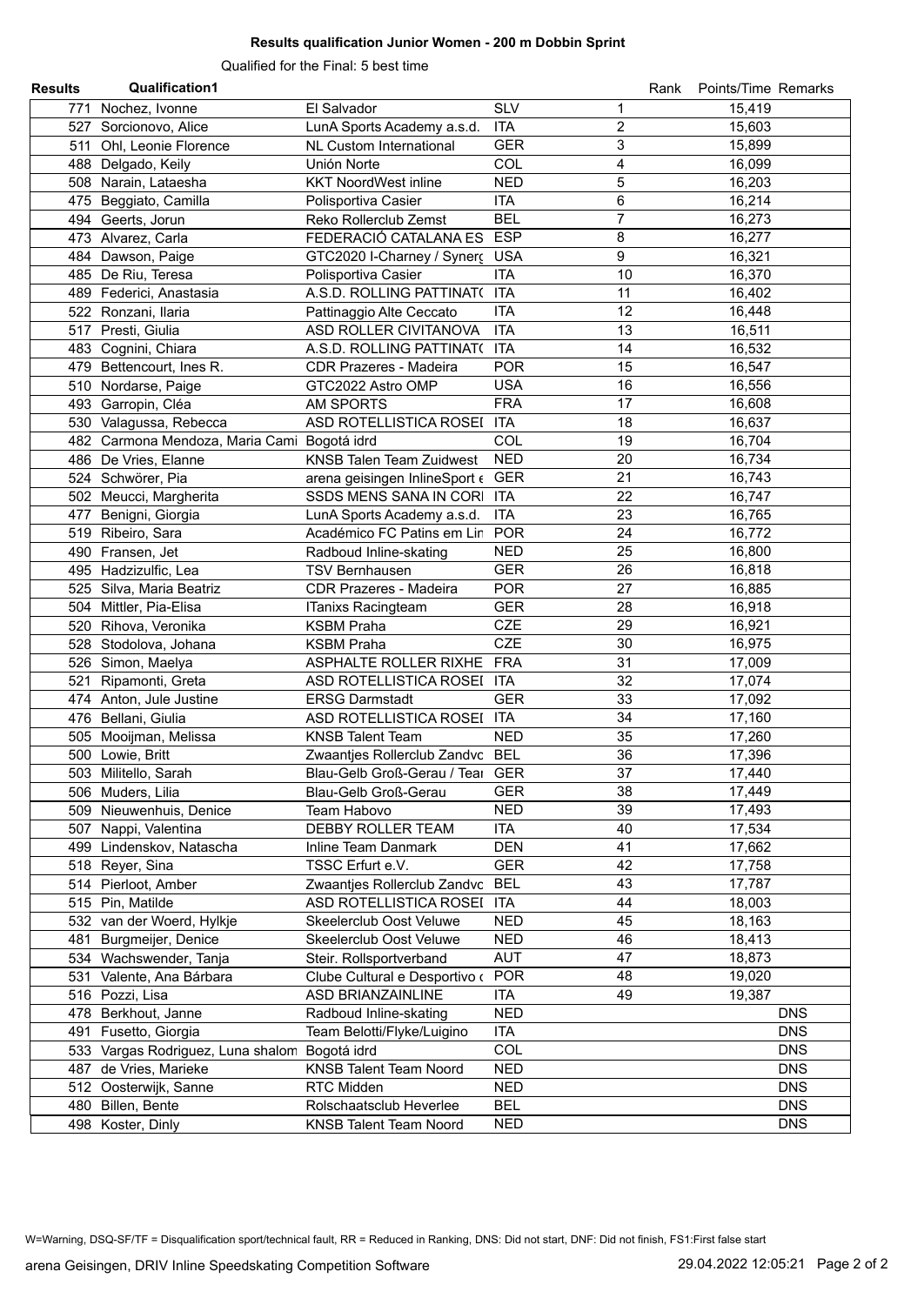## Results qualification Junior Women - 200 m Dobbin Sprint

Qualified for the Final: 5 best time

| Results | Qualification1 | | | Rank | Points/Time | Remarks |
|---|---|---|---|---|---|---|
| 771 | Nochez, Ivonne | El Salvador | SLV | 1 | 15,419 | |
| 527 | Sorcionovo, Alice | LunA Sports Academy a.s.d. | ITA | 2 | 15,603 | |
| 511 | Ohl, Leonie Florence | NL Custom International | GER | 3 | 15,899 | |
| 488 | Delgado, Keily | Unión Norte | COL | 4 | 16,099 | |
| 508 | Narain, Lataesha | KKT NoordWest inline | NED | 5 | 16,203 | |
| 475 | Beggiato, Camilla | Polisportiva Casier | ITA | 6 | 16,214 | |
| 494 | Geerts, Jorun | Reko Rollerclub Zemst | BEL | 7 | 16,273 | |
| 473 | Alvarez, Carla | FEDERACIÓ CATALANA ES | ESP | 8 | 16,277 | |
| 484 | Dawson, Paige | GTC2020 I-Charney / Synerç | USA | 9 | 16,321 | |
| 485 | De Riu, Teresa | Polisportiva Casier | ITA | 10 | 16,370 | |
| 489 | Federici, Anastasia | A.S.D. ROLLING PATTINAT( | ITA | 11 | 16,402 | |
| 522 | Ronzani, Ilaria | Pattinaggio Alte Ceccato | ITA | 12 | 16,448 | |
| 517 | Presti, Giulia | ASD ROLLER CIVITANOVA | ITA | 13 | 16,511 | |
| 483 | Cognini, Chiara | A.S.D. ROLLING PATTINAT( | ITA | 14 | 16,532 | |
| 479 | Bettencourt, Ines R. | CDR Prazeres - Madeira | POR | 15 | 16,547 | |
| 510 | Nordarse, Paige | GTC2022 Astro OMP | USA | 16 | 16,556 | |
| 493 | Garropin, Cléa | AM SPORTS | FRA | 17 | 16,608 | |
| 530 | Valagussa, Rebecca | ASD ROTELLISTICA ROSEI | ITA | 18 | 16,637 | |
| 482 | Carmona Mendoza, Maria Cami | Bogotá idrd | COL | 19 | 16,704 | |
| 486 | De Vries, Elanne | KNSB Talen Team Zuidwest | NED | 20 | 16,734 | |
| 524 | Schwörer, Pia | arena geisingen InlineSport ε | GER | 21 | 16,743 | |
| 502 | Meucci, Margherita | SSDS MENS SANA IN CORI | ITA | 22 | 16,747 | |
| 477 | Benigni, Giorgia | LunA Sports Academy a.s.d. | ITA | 23 | 16,765 | |
| 519 | Ribeiro, Sara | Académico FC Patins em Lir | POR | 24 | 16,772 | |
| 490 | Fransen, Jet | Radboud Inline-skating | NED | 25 | 16,800 | |
| 495 | Hadzizulfic, Lea | TSV Bernhausen | GER | 26 | 16,818 | |
| 525 | Silva, Maria Beatriz | CDR Prazeres - Madeira | POR | 27 | 16,885 | |
| 504 | Mittler, Pia-Elisa | ITanixs Racingteam | GER | 28 | 16,918 | |
| 520 | Rihova, Veronika | KSBM Praha | CZE | 29 | 16,921 | |
| 528 | Stodolova, Johana | KSBM Praha | CZE | 30 | 16,975 | |
| 526 | Simon, Maelya | ASPHALTE ROLLER RIXHE | FRA | 31 | 17,009 | |
| 521 | Ripamonti, Greta | ASD ROTELLISTICA ROSEI | ITA | 32 | 17,074 | |
| 474 | Anton, Jule Justine | ERSG Darmstadt | GER | 33 | 17,092 | |
| 476 | Bellani, Giulia | ASD ROTELLISTICA ROSEI | ITA | 34 | 17,160 | |
| 505 | Mooijman, Melissa | KNSB Talent Team | NED | 35 | 17,260 | |
| 500 | Lowie, Britt | Zwaantjes Rollerclub Zandvc | BEL | 36 | 17,396 | |
| 503 | Militello, Sarah | Blau-Gelb Groß-Gerau / Tear | GER | 37 | 17,440 | |
| 506 | Muders, Lilia | Blau-Gelb Groß-Gerau | GER | 38 | 17,449 | |
| 509 | Nieuwenhuis, Denice | Team Habovo | NED | 39 | 17,493 | |
| 507 | Nappi, Valentina | DEBBY ROLLER TEAM | ITA | 40 | 17,534 | |
| 499 | Lindenskov, Natascha | Inline Team Danmark | DEN | 41 | 17,662 | |
| 518 | Reyer, Sina | TSSC Erfurt e.V. | GER | 42 | 17,758 | |
| 514 | Pierloot, Amber | Zwaantjes Rollerclub Zandvc | BEL | 43 | 17,787 | |
| 515 | Pin, Matilde | ASD ROTELLISTICA ROSEI | ITA | 44 | 18,003 | |
| 532 | van der Woerd, Hylkje | Skeelerclub Oost Veluwe | NED | 45 | 18,163 | |
| 481 | Burgmeijer, Denice | Skeelerclub Oost Veluwe | NED | 46 | 18,413 | |
| 534 | Wachswender, Tanja | Steir. Rollsportverband | AUT | 47 | 18,873 | |
| 531 | Valente, Ana Bárbara | Clube Cultural e Desportivo ( | POR | 48 | 19,020 | |
| 516 | Pozzi, Lisa | ASD BRIANZAINLINE | ITA | 49 | 19,387 | |
| 478 | Berkhout, Janne | Radboud Inline-skating | NED | | | DNS |
| 491 | Fusetto, Giorgia | Team Belotti/Flyke/Luigino | ITA | | | DNS |
| 533 | Vargas Rodriguez, Luna shalom | Bogotá idrd | COL | | | DNS |
| 487 | de Vries, Marieke | KNSB Talent Team Noord | NED | | | DNS |
| 512 | Oosterwijk, Sanne | RTC Midden | NED | | | DNS |
| 480 | Billen, Bente | Rolschaatsclub Heverlee | BEL | | | DNS |
| 498 | Koster, Dinly | KNSB Talent Team Noord | NED | | | DNS |

W=Warning, DSQ-SF/TF = Disqualification sport/technical fault, RR = Reduced in Ranking, DNS: Did not start, DNF: Did not finish, FS1:First false start

arena Geisingen, DRIV Inline Speedskating Competition Software 29.04.2022 12:05:21